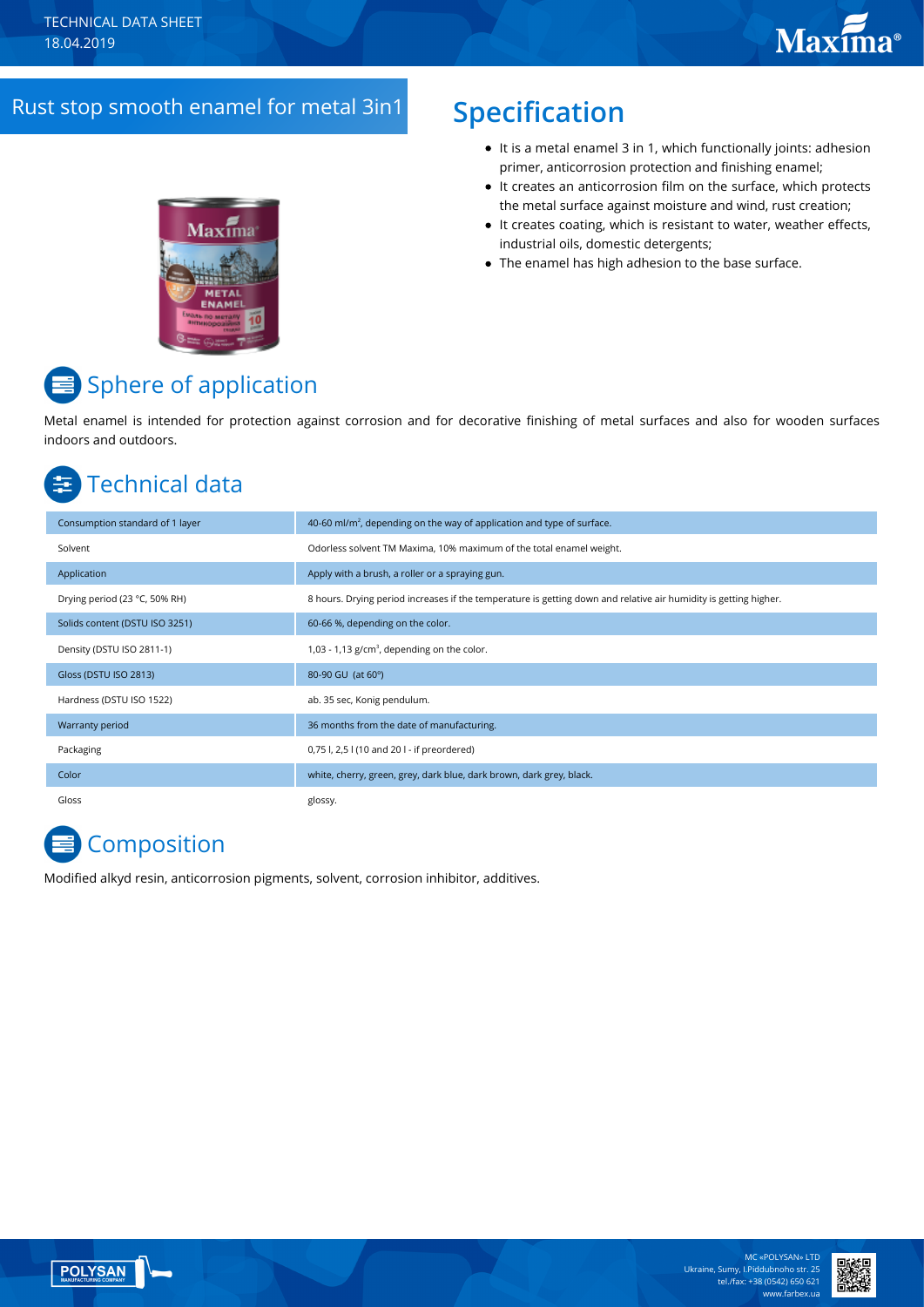TECHNICAL DATA SHEET
18.04.2019

# Rust stop smooth enamel for metal 3in1

## Specification

- It is a metal enamel 3 in 1, which functionally joints: adhesion primer, anticorrosion protection and finishing enamel;
- It creates an anticorrosion film on the surface, which protects the metal surface against moisture and wind, rust creation;
- It creates coating, which is resistant to water, weather effects, industrial oils, domestic detergents;
- The enamel has high adhesion to the base surface.

## Sphere of application

Metal enamel is intended for protection against corrosion and for decorative finishing of metal surfaces and also for wooden surfaces indoors and outdoors.

## Technical data

| | |
|---|---|
| Consumption standard of 1 layer | 40-60 ml/m², depending on the way of application and type of surface. |
| Solvent | Odorless solvent TM Maxima, 10% maximum of the total enamel weight. |
| Application | Apply with a brush, a roller or a spraying gun. |
| Drying period (23 °C, 50% RH) | 8 hours. Drying period increases if the temperature is getting down and relative air humidity is getting higher. |
| Solids content (DSTU ISO 3251) | 60-66 %, depending on the color. |
| Density (DSTU ISO 2811-1) | 1,03 - 1,13 g/cm³, depending on the color. |
| Gloss (DSTU ISO 2813) | 80-90 GU (at 60°) |
| Hardness (DSTU ISO 1522) | ab. 35 sec, Konig pendulum. |
| Warranty period | 36 months from the date of manufacturing. |
| Packaging | 0,75 l, 2,5 l (10 and 20 l - if preordered) |
| Color | white, cherry, green, grey, dark blue, dark brown, dark grey, black. |
| Gloss | glossy. |

## Composition

Modified alkyd resin, anticorrosion pigments, solvent, corrosion inhibitor, additives.

MC «POLYSAN» LTD
Ukraine, Sumy, I.Piddubnoho str. 25
tel./fax: +38 (0542) 650 621
www.farbex.ua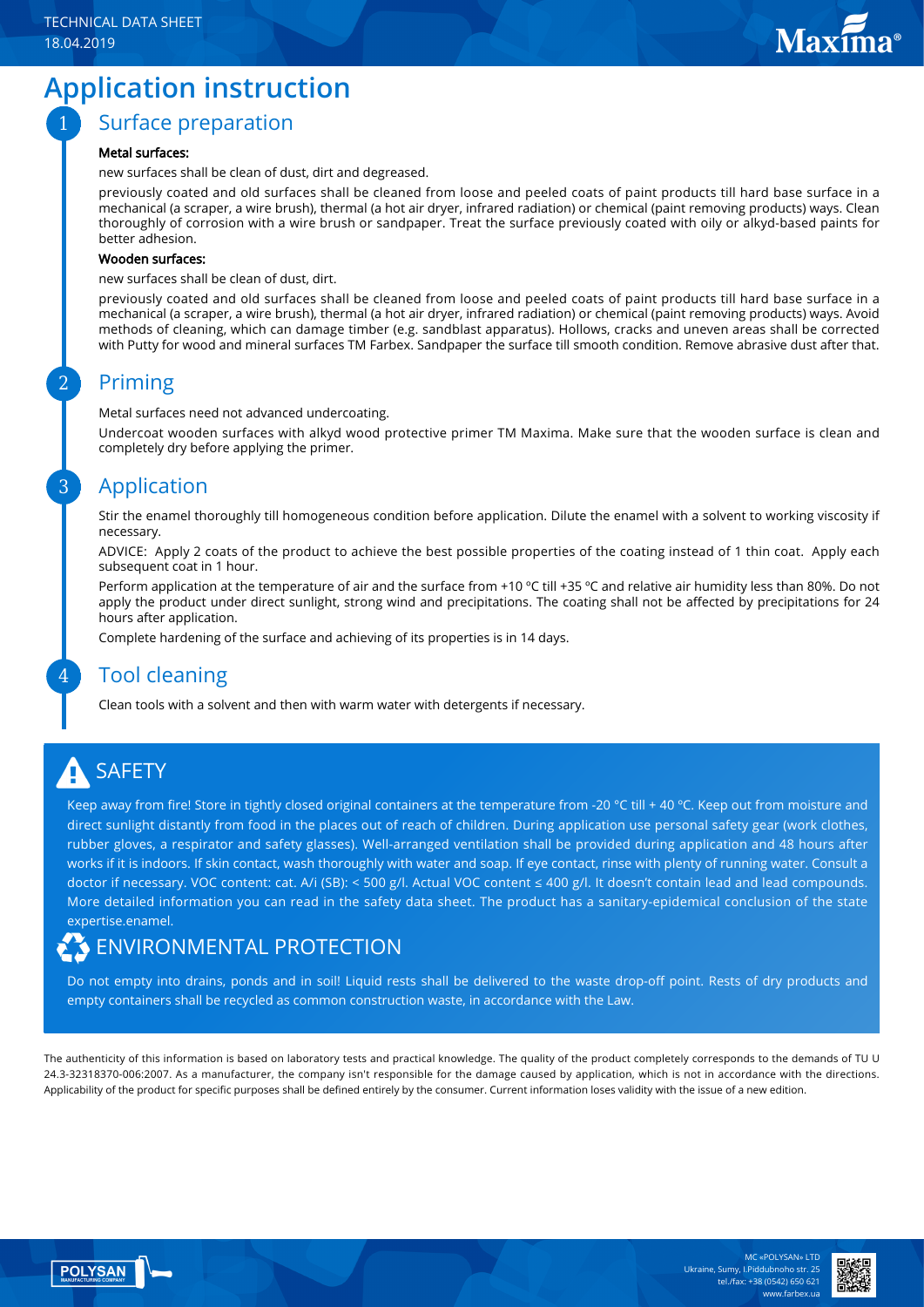# Application instruction

## 1 Surface preparation

**Metal surfaces:**

new surfaces shall be clean of dust, dirt and degreased.

previously coated and old surfaces shall be cleaned from loose and peeled coats of paint products till hard base surface in a mechanical (a scraper, a wire brush), thermal (a hot air dryer, infrared radiation) or chemical (paint removing products) ways. Clean thoroughly of corrosion with a wire brush or sandpaper. Treat the surface previously coated with oily or alkyd-based paints for better adhesion.

**Wooden surfaces:**

new surfaces shall be clean of dust, dirt.

previously coated and old surfaces shall be cleaned from loose and peeled coats of paint products till hard base surface in a mechanical (a scraper, a wire brush), thermal (a hot air dryer, infrared radiation) or chemical (paint removing products) ways. Avoid methods of cleaning, which can damage timber (e.g. sandblast apparatus). Hollows, cracks and uneven areas shall be corrected with Putty for wood and mineral surfaces TM Farbex. Sandpaper the surface till smooth condition. Remove abrasive dust after that.

## 2 Priming

Metal surfaces need not advanced undercoating.

Undercoat wooden surfaces with alkyd wood protective primer TM Maxima. Make sure that the wooden surface is clean and completely dry before applying the primer.

## 3 Application

Stir the enamel thoroughly till homogeneous condition before application. Dilute the enamel with a solvent to working viscosity if necessary.

ADVICE: Apply 2 coats of the product to achieve the best possible properties of the coating instead of 1 thin coat. Apply each subsequent coat in 1 hour.

Perform application at the temperature of air and the surface from +10 ºC till +35 ºC and relative air humidity less than 80%. Do not apply the product under direct sunlight, strong wind and precipitations. The coating shall not be affected by precipitations for 24 hours after application.

Complete hardening of the surface and achieving of its properties is in 14 days.

## 4 Tool cleaning

Clean tools with a solvent and then with warm water with detergents if necessary.

## SAFETY

Keep away from fire! Store in tightly closed original containers at the temperature from -20 °C till + 40 ºC. Keep out from moisture and direct sunlight distantly from food in the places out of reach of children. During application use personal safety gear (work clothes, rubber gloves, a respirator and safety glasses). Well-arranged ventilation shall be provided during application and 48 hours after works if it is indoors. If skin contact, wash thoroughly with water and soap. If eye contact, rinse with plenty of running water. Consult a doctor if necessary. VOC content: cat. A/i (SB): < 500 g/l. Actual VOC content ≤ 400 g/l. It doesn't contain lead and lead compounds. More detailed information you can read in the safety data sheet. The product has a sanitary-epidemical conclusion of the state expertise.enamel.

## ENVIRONMENTAL PROTECTION

Do not empty into drains, ponds and in soil! Liquid rests shall be delivered to the waste drop-off point. Rests of dry products and empty containers shall be recycled as common construction waste, in accordance with the Law.

The authenticity of this information is based on laboratory tests and practical knowledge. The quality of the product completely corresponds to the demands of TU U 24.3-32318370-006:2007. As a manufacturer, the company isn't responsible for the damage caused by application, which is not in accordance with the directions. Applicability of the product for specific purposes shall be defined entirely by the consumer. Current information loses validity with the issue of a new edition.

MC «POLYSAN» LTD
Ukraine, Sumy, I.Piddubnoho str. 25
tel./fax: +38 (0542) 650 621
www.farbex.ua